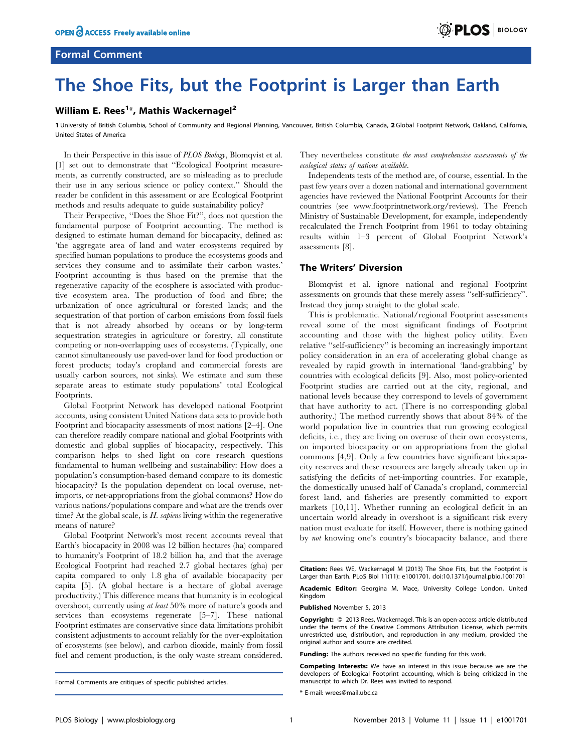Formal Comment

# The Shoe Fits, but the Footprint is Larger than Earth

**William E. Rees[1]*, Mathis Wackernagel[2]**

1 University of British Columbia, School of Community and Regional Planning, Vancouver, British Columbia, Canada, 2 Global Footprint Network, Oakland, California, United States of America

In their Perspective in this issue of *PLOS Biology*, Blomqvist et al. [1] set out to demonstrate that ''Ecological Footprint measurements, as currently constructed, are so misleading as to preclude their use in any serious science or policy context.'' Should the reader be confident in this assessment or are Ecological Footprint methods and results adequate to guide sustainability policy?

Their Perspective, ''Does the Shoe Fit?'', does not question the fundamental purpose of Footprint accounting. The method is designed to estimate human demand for biocapacity, defined as: 'the aggregate area of land and water ecosystems required by specified human populations to produce the ecosystems goods and services they consume and to assimilate their carbon wastes.' Footprint accounting is thus based on the premise that the regenerative capacity of the ecosphere is associated with productive ecosystem area. The production of food and fibre; the urbanization of once agricultural or forested lands; and the sequestration of that portion of carbon emissions from fossil fuels that is not already absorbed by oceans or by long-term sequestration strategies in agriculture or forestry, all constitute competing or non-overlapping uses of ecosystems. (Typically, one cannot simultaneously use paved-over land for food production or forest products; today's cropland and commercial forests are usually carbon sources, not sinks). We estimate and sum these separate areas to estimate study populations' total Ecological Footprints.

Global Footprint Network has developed national Footprint accounts, using consistent United Nations data sets to provide both Footprint and biocapacity assessments of most nations [2–4]. One can therefore readily compare national and global Footprints with domestic and global supplies of biocapacity, respectively. This comparison helps to shed light on core research questions fundamental to human wellbeing and sustainability: How does a population's consumption-based demand compare to its domestic biocapacity? Is the population dependent on local overuse, net-imports, or net-appropriations from the global commons? How do various nations/populations compare and what are the trends over time? At the global scale, is *H. sapiens* living within the regenerative means of nature?

Global Footprint Network's most recent accounts reveal that Earth's biocapacity in 2008 was 12 billion hectares (ha) compared to humanity's Footprint of 18.2 billion ha, and that the average Ecological Footprint had reached 2.7 global hectares (gha) per capita compared to only 1.8 gha of available biocapacity per capita [5]. (A global hectare is a hectare of global average productivity.) This difference means that humanity is in ecological overshoot, currently using *at least* 50% more of nature's goods and services than ecosystems regenerate [5–7]. These national Footprint estimates are conservative since data limitations prohibit consistent adjustments to account reliably for the over-exploitation of ecosystems (see below), and carbon dioxide, mainly from fossil fuel and cement production, is the only waste stream considered. They nevertheless constitute *the most comprehensive assessments of the ecological status of nations available*.

Independents tests of the method are, of course, essential. In the past few years over a dozen national and international government agencies have reviewed the National Footprint Accounts for their countries (see www.footprintnetwork.org/reviews). The French Ministry of Sustainable Development, for example, independently recalculated the French Footprint from 1961 to today obtaining results within 1–3 percent of Global Footprint Network's assessments [8].

## The Writers' Diversion

Blomqvist et al. ignore national and regional Footprint assessments on grounds that these merely assess ''self-sufficiency''. Instead they jump straight to the global scale.

This is problematic. National/regional Footprint assessments reveal some of the most significant findings of Footprint accounting and those with the highest policy utility. Even relative ''self-sufficiency'' is becoming an increasingly important policy consideration in an era of accelerating global change as revealed by rapid growth in international 'land-grabbing' by countries with ecological deficits [9]. Also, most policy-oriented Footprint studies are carried out at the city, regional, and national levels because they correspond to levels of government that have authority to act. (There is no corresponding global authority.) The method currently shows that about 84% of the world population live in countries that run growing ecological deficits, i.e., they are living on overuse of their own ecosystems, on imported biocapacity or on appropriations from the global commons [4,9]. Only a few countries have significant biocapacity reserves and these resources are largely already taken up in satisfying the deficits of net-importing countries. For example, the domestically unused half of Canada's cropland, commercial forest land, and fisheries are presently committed to export markets [10,11]. Whether running an ecological deficit in an uncertain world already in overshoot is a significant risk every nation must evaluate for itself. However, there is nothing gained by *not* knowing one's country's biocapacity balance, and there

Formal Comments are critiques of specific published articles.

**Citation:** Rees WE, Wackernagel M (2013) The Shoe Fits, but the Footprint is Larger than Earth. PLoS Biol 11(11): e1001701. doi:10.1371/journal.pbio.1001701

**Academic Editor:** Georgina M. Mace, University College London, United Kingdom

**Published** November 5, 2013

**Copyright:** © 2013 Rees, Wackernagel. This is an open-access article distributed under the terms of the Creative Commons Attribution License, which permits unrestricted use, distribution, and reproduction in any medium, provided the original author and source are credited.

**Funding:** The authors received no specific funding for this work.

**Competing Interests:** We have an interest in this issue because we are the developers of Ecological Footprint accounting, which is being criticized in the manuscript to which Dr. Rees was invited to respond.

* E-mail: wrees@mail.ubc.ca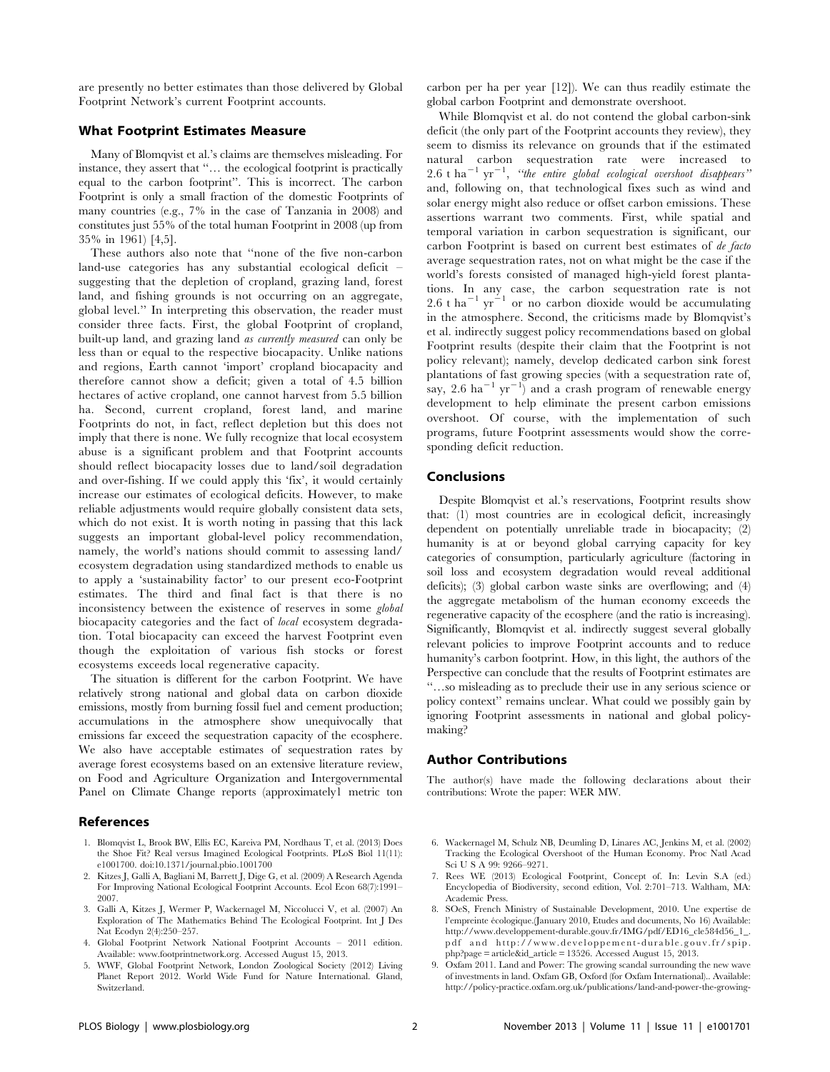are presently no better estimates than those delivered by Global Footprint Network's current Footprint accounts.

### What Footprint Estimates Measure

Many of Blomqvist et al.'s claims are themselves misleading. For instance, they assert that "… the ecological footprint is practically equal to the carbon footprint". This is incorrect. The carbon Footprint is only a small fraction of the domestic Footprints of many countries (e.g., 7% in the case of Tanzania in 2008) and constitutes just 55% of the total human Footprint in 2008 (up from 35% in 1961) [4,5].

These authors also note that "none of the five non-carbon land-use categories has any substantial ecological deficit – suggesting that the depletion of cropland, grazing land, forest land, and fishing grounds is not occurring on an aggregate, global level." In interpreting this observation, the reader must consider three facts. First, the global Footprint of cropland, built-up land, and grazing land *as currently measured* can only be less than or equal to the respective biocapacity. Unlike nations and regions, Earth cannot 'import' cropland biocapacity and therefore cannot show a deficit; given a total of 4.5 billion hectares of active cropland, one cannot harvest from 5.5 billion ha. Second, current cropland, forest land, and marine Footprints do not, in fact, reflect depletion but this does not imply that there is none. We fully recognize that local ecosystem abuse is a significant problem and that Footprint accounts should reflect biocapacity losses due to land/soil degradation and over-fishing. If we could apply this 'fix', it would certainly increase our estimates of ecological deficits. However, to make reliable adjustments would require globally consistent data sets, which do not exist. It is worth noting in passing that this lack suggests an important global-level policy recommendation, namely, the world's nations should commit to assessing land/ecosystem degradation using standardized methods to enable us to apply a 'sustainability factor' to our present eco-Footprint estimates. The third and final fact is that there is no inconsistency between the existence of reserves in some *global* biocapacity categories and the fact of *local* ecosystem degradation. Total biocapacity can exceed the harvest Footprint even though the exploitation of various fish stocks or forest ecosystems exceeds local regenerative capacity.

The situation is different for the carbon Footprint. We have relatively strong national and global data on carbon dioxide emissions, mostly from burning fossil fuel and cement production; accumulations in the atmosphere show unequivocally that emissions far exceed the sequestration capacity of the ecosphere. We also have acceptable estimates of sequestration rates by average forest ecosystems based on an extensive literature review, on Food and Agriculture Organization and Intergovernmental Panel on Climate Change reports (approximately1 metric ton carbon per ha per year [12]). We can thus readily estimate the global carbon Footprint and demonstrate overshoot.

While Blomqvist et al. do not contend the global carbon-sink deficit (the only part of the Footprint accounts they review), they seem to dismiss its relevance on grounds that if the estimated natural carbon sequestration rate were increased to 2.6 t $ha^{-1}$ $yr^{-1}$, *"the entire global ecological overshoot disappears"* and, following on, that technological fixes such as wind and solar energy might also reduce or offset carbon emissions. These assertions warrant two comments. First, while spatial and temporal variation in carbon sequestration is significant, our carbon Footprint is based on current best estimates of *de facto* average sequestration rates, not on what might be the case if the world's forests consisted of managed high-yield forest plantations. In any case, the carbon sequestration rate is not 2.6 t $ha^{-1}$ $yr^{-1}$ or no carbon dioxide would be accumulating in the atmosphere. Second, the criticisms made by Blomqvist's et al. indirectly suggest policy recommendations based on global Footprint results (despite their claim that the Footprint is not policy relevant); namely, develop dedicated carbon sink forest plantations of fast growing species (with a sequestration rate of, say, 2.6 $ha^{-1}$ $yr^{-1}$) and a crash program of renewable energy development to help eliminate the present carbon emissions overshoot. Of course, with the implementation of such programs, future Footprint assessments would show the corresponding deficit reduction.

### Conclusions

Despite Blomqvist et al.'s reservations, Footprint results show that: (1) most countries are in ecological deficit, increasingly dependent on potentially unreliable trade in biocapacity; (2) humanity is at or beyond global carrying capacity for key categories of consumption, particularly agriculture (factoring in soil loss and ecosystem degradation would reveal additional deficits); (3) global carbon waste sinks are overflowing; and (4) the aggregate metabolism of the human economy exceeds the regenerative capacity of the ecosphere (and the ratio is increasing). Significantly, Blomqvist et al. indirectly suggest several globally relevant policies to improve Footprint accounts and to reduce humanity's carbon footprint. How, in this light, the authors of the Perspective can conclude that the results of Footprint estimates are "…so misleading as to preclude their use in any serious science or policy context" remains unclear. What could we possibly gain by ignoring Footprint assessments in national and global policy-making?

### Author Contributions

The author(s) have made the following declarations about their contributions: Wrote the paper: WER MW.

### References

1. Blomqvist L, Brook BW, Ellis EC, Kareiva PM, Nordhaus T, et al. (2013) Does the Shoe Fit? Real versus Imagined Ecological Footprints. PLoS Biol 11(11): e1001700. doi:10.1371/journal.pbio.1001700
2. Kitzes J, Galli A, Bagliani M, Barrett J, Dige G, et al. (2009) A Research Agenda For Improving National Ecological Footprint Accounts. Ecol Econ 68(7):1991–2007.
3. Galli A, Kitzes J, Wermer P, Wackernagel M, Niccolucci V, et al. (2007) An Exploration of The Mathematics Behind The Ecological Footprint. Int J Des Nat Ecodyn 2(4):250–257.
4. Global Footprint Network National Footprint Accounts – 2011 edition. Available: www.footprintnetwork.org. Accessed August 15, 2013.
5. WWF, Global Footprint Network, London Zoological Society (2012) Living Planet Report 2012. World Wide Fund for Nature International. Gland, Switzerland.
6. Wackernagel M, Schulz NB, Deumling D, Linares AC, Jenkins M, et al. (2002) Tracking the Ecological Overshoot of the Human Economy. Proc Natl Acad Sci U S A 99: 9266–9271.
7. Rees WE (2013) Ecological Footprint, Concept of. In: Levin S.A (ed.) Encyclopedia of Biodiversity, second edition, Vol. 2:701–713. Waltham, MA: Academic Press.
8. SOeS, French Ministry of Sustainable Development, 2010. Une expertise de l'empreinte écologique.(January 2010, Etudes and documents, No 16) Available: http://www.developpement-durable.gouv.fr/IMG/pdf/ED16_cle584d56_1_.pdf and http://www.developpement-durable.gouv.fr/spip.php?page = article&id_article = 13526. Accessed August 15, 2013.
9. Oxfam 2011. Land and Power: The growing scandal surrounding the new wave of investments in land. Oxfam GB, Oxford (for Oxfam International).. Available: http://policy-practice.oxfam.org.uk/publications/land-and-power-the-growing-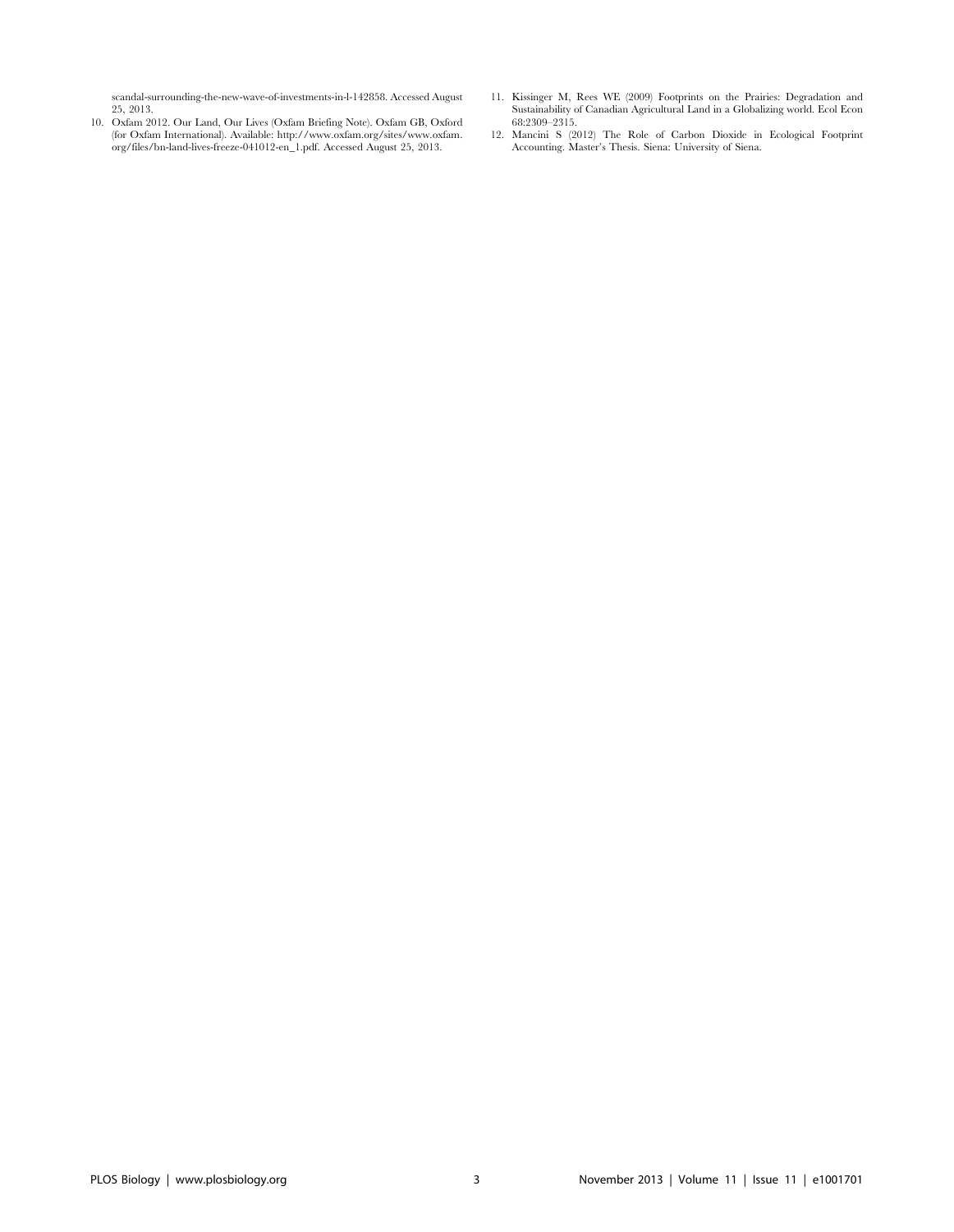scandal-surrounding-the-new-wave-of-investments-in-l-142858. Accessed August 25, 2013.

10. Oxfam 2012. Our Land, Our Lives (Oxfam Briefing Note). Oxfam GB, Oxford (for Oxfam International). Available: http://www.oxfam.org/sites/www.oxfam.org/files/bn-land-lives-freeze-041012-en_1.pdf. Accessed August 25, 2013.
11. Kissinger M, Rees WE (2009) Footprints on the Prairies: Degradation and Sustainability of Canadian Agricultural Land in a Globalizing world. Ecol Econ 68:2309–2315.
12. Mancini S (2012) The Role of Carbon Dioxide in Ecological Footprint Accounting. Master's Thesis. Siena: University of Siena.